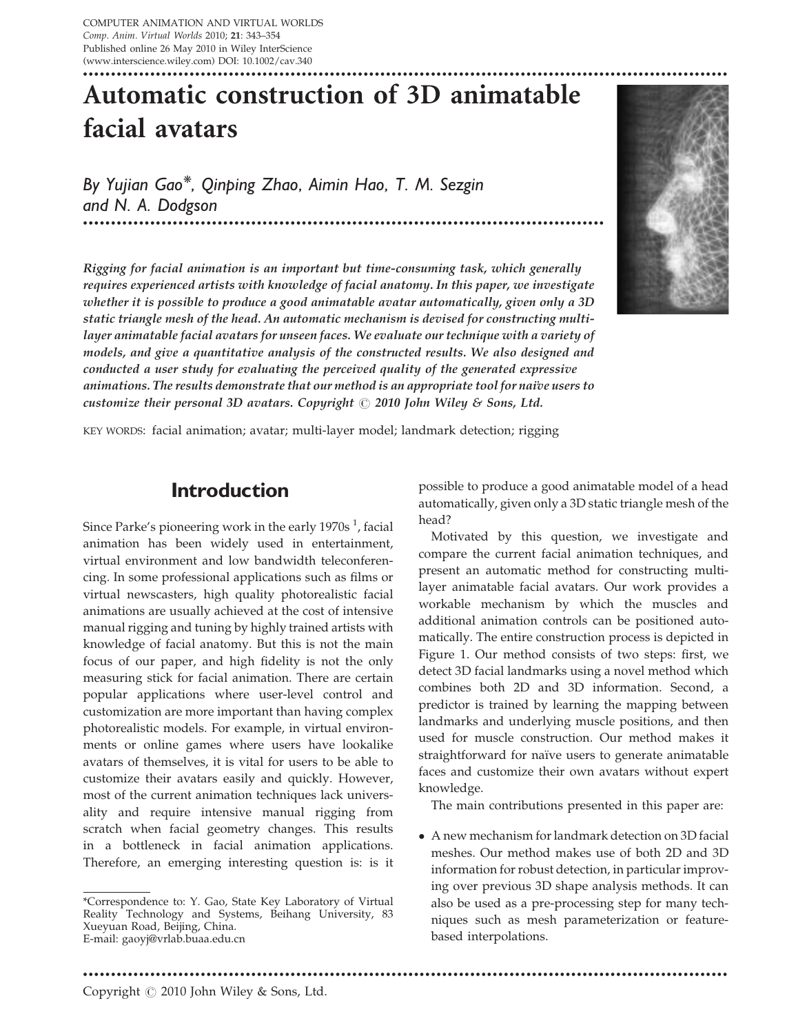# Automatic construction of 3D animatable facial avatars

*By Yujian Gao\*, Qinping Zhao, Aimin Hao, T. M. Sezgin and N. A. Dodgson*

***Rigging for facial animation is an important but time-consuming task, which generally requires experienced artists with knowledge of facial anatomy. In this paper, we investigate whether it is possible to produce a good animatable avatar automatically, given only a 3D static triangle mesh of the head. An automatic mechanism is devised for constructing multi-layer animatable facial avatars for unseen faces. We evaluate our technique with a variety of models, and give a quantitative analysis of the constructed results. We also designed and conducted a user study for evaluating the perceived quality of the generated expressive animations. The results demonstrate that our method is an appropriate tool for naïve users to customize their personal 3D avatars. Copyright © 2010 John Wiley & Sons, Ltd.***

KEY WORDS: facial animation; avatar; multi-layer model; landmark detection; rigging

## Introduction

Since Parke's pioneering work in the early 1970s [1], facial animation has been widely used in entertainment, virtual environment and low bandwidth teleconferencing. In some professional applications such as films or virtual newscasters, high quality photorealistic facial animations are usually achieved at the cost of intensive manual rigging and tuning by highly trained artists with knowledge of facial anatomy. But this is not the main focus of our paper, and high fidelity is not the only measuring stick for facial animation. There are certain popular applications where user-level control and customization are more important than having complex photorealistic models. For example, in virtual environments or online games where users have lookalike avatars of themselves, it is vital for users to be able to customize their avatars easily and quickly. However, most of the current animation techniques lack universality and require intensive manual rigging from scratch when facial geometry changes. This results in a bottleneck in facial animation applications. Therefore, an emerging interesting question is: is it possible to produce a good animatable model of a head automatically, given only a 3D static triangle mesh of the head?

Motivated by this question, we investigate and compare the current facial animation techniques, and present an automatic method for constructing multi-layer animatable facial avatars. Our work provides a workable mechanism by which the muscles and additional animation controls can be positioned automatically. The entire construction process is depicted in Figure 1. Our method consists of two steps: first, we detect 3D facial landmarks using a novel method which combines both 2D and 3D information. Second, a predictor is trained by learning the mapping between landmarks and underlying muscle positions, and then used for muscle construction. Our method makes it straightforward for naïve users to generate animatable faces and customize their own avatars without expert knowledge.

The main contributions presented in this paper are:

- A new mechanism for landmark detection on 3D facial meshes. Our method makes use of both 2D and 3D information for robust detection, in particular improving over previous 3D shape analysis methods. It can also be used as a pre-processing step for many techniques such as mesh parameterization or feature-based interpolations.

\*Correspondence to: Y. Gao, State Key Laboratory of Virtual Reality Technology and Systems, Beihang University, 83 Xueyuan Road, Beijing, China.
E-mail: gaoyj@vrlab.buaa.edu.cn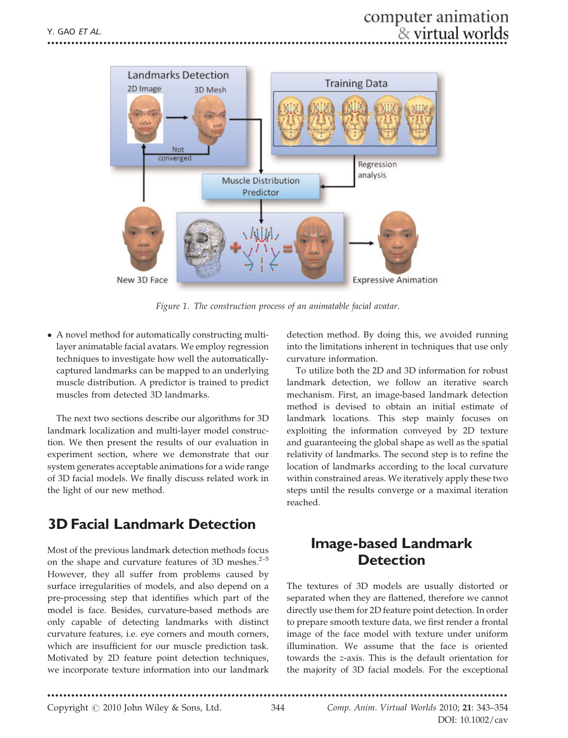Figure 1. The construction process of an animatable facial avatar.

- A novel method for automatically constructing multi-layer animatable facial avatars. We employ regression techniques to investigate how well the automatically-captured landmarks can be mapped to an underlying muscle distribution. A predictor is trained to predict muscles from detected 3D landmarks.

The next two sections describe our algorithms for 3D landmark localization and multi-layer model construction. We then present the results of our evaluation in experiment section, where we demonstrate that our system generates acceptable animations for a wide range of 3D facial models. We finally discuss related work in the light of our new method.

## 3D Facial Landmark Detection

Most of the previous landmark detection methods focus on the shape and curvature features of 3D meshes.[2–5] However, they all suffer from problems caused by surface irregularities of models, and also depend on a pre-processing step that identifies which part of the model is face. Besides, curvature-based methods are only capable of detecting landmarks with distinct curvature features, i.e. eye corners and mouth corners, which are insufficient for our muscle prediction task. Motivated by 2D feature point detection techniques, we incorporate texture information into our landmark detection method. By doing this, we avoided running into the limitations inherent in techniques that use only curvature information.

To utilize both the 2D and 3D information for robust landmark detection, we follow an iterative search mechanism. First, an image-based landmark detection method is devised to obtain an initial estimate of landmark locations. This step mainly focuses on exploiting the information conveyed by 2D texture and guaranteeing the global shape as well as the spatial relativity of landmarks. The second step is to refine the location of landmarks according to the local curvature within constrained areas. We iteratively apply these two steps until the results converge or a maximal iteration reached.

## Image-based Landmark Detection

The textures of 3D models are usually distorted or separated when they are flattened, therefore we cannot directly use them for 2D feature point detection. In order to prepare smooth texture data, we first render a frontal image of the face model with texture under uniform illumination. We assume that the face is oriented towards the *z*-axis. This is the default orientation for the majority of 3D facial models. For the exceptional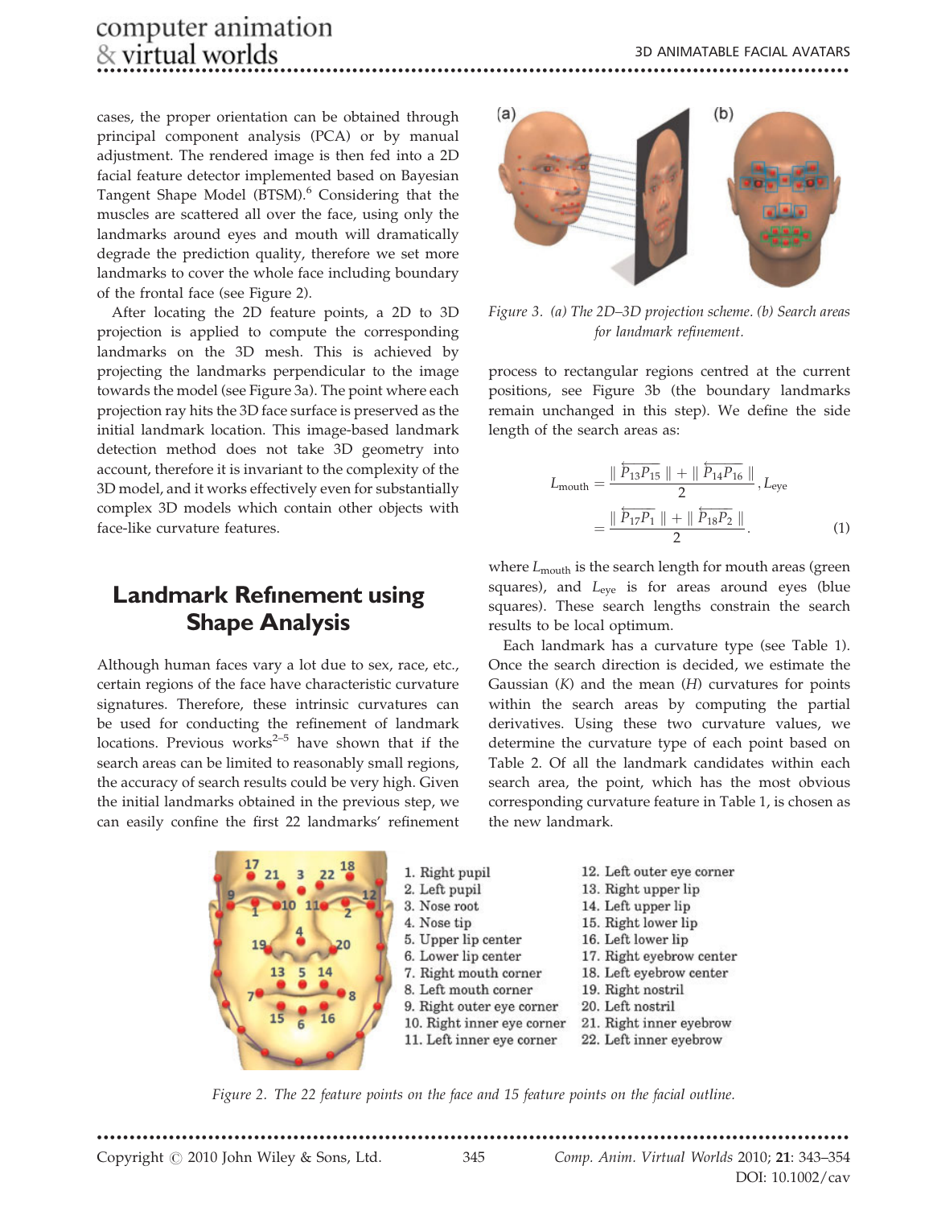cases, the proper orientation can be obtained through principal component analysis (PCA) or by manual adjustment. The rendered image is then fed into a 2D facial feature detector implemented based on Bayesian Tangent Shape Model (BTSM).[6] Considering that the muscles are scattered all over the face, using only the landmarks around eyes and mouth will dramatically degrade the prediction quality, therefore we set more landmarks to cover the whole face including boundary of the frontal face (see Figure 2).

After locating the 2D feature points, a 2D to 3D projection is applied to compute the corresponding landmarks on the 3D mesh. This is achieved by projecting the landmarks perpendicular to the image towards the model (see Figure 3a). The point where each projection ray hits the 3D face surface is preserved as the initial landmark location. This image-based landmark detection method does not take 3D geometry into account, therefore it is invariant to the complexity of the 3D model, and it works effectively even for substantially complex 3D models which contain other objects with face-like curvature features.

## Landmark Refinement using Shape Analysis

Although human faces vary a lot due to sex, race, etc., certain regions of the face have characteristic curvature signatures. Therefore, these intrinsic curvatures can be used for conducting the refinement of landmark locations. Previous works[2–5] have shown that if the search areas can be limited to reasonably small regions, the accuracy of search results could be very high. Given the initial landmarks obtained in the previous step, we can easily confine the first 22 landmarks' refinement process to rectangular regions centred at the current positions, see Figure 3b (the boundary landmarks remain unchanged in this step). We define the side length of the search areas as:

*Figure 3. (a) The 2D–3D projection scheme. (b) Search areas for landmark refinement.*

$$L_{\text{mouth}} = \frac{\| \overleftarrow{P_{13}P_{15}} \| + \| \overleftarrow{P_{14}P_{16}} \|}{2}, L_{\text{eye}} = \frac{\| \overleftarrow{P_{17}P_{1}} \| + \| \overleftarrow{P_{18}P_{2}} \|}{2}. \quad (1)$$

where $L_{\text{mouth}}$ is the search length for mouth areas (green squares), and $L_{\text{eye}}$ is for areas around eyes (blue squares). These search lengths constrain the search results to be local optimum.

Each landmark has a curvature type (see Table 1). Once the search direction is decided, we estimate the Gaussian ($K$) and the mean ($H$) curvatures for points within the search areas by computing the partial derivatives. Using these two curvature values, we determine the curvature type of each point based on Table 2. Of all the landmark candidates within each search area, the point, which has the most obvious corresponding curvature feature in Table 1, is chosen as the new landmark.

1. Right pupil
2. Left pupil
3. Nose root
4. Nose tip
5. Upper lip center
6. Lower lip center
7. Right mouth corner
8. Left mouth corner
9. Right outer eye corner
10. Right inner eye corner
11. Left inner eye corner
12. Left outer eye corner
13. Right upper lip
14. Left upper lip
15. Right lower lip
16. Left lower lip
17. Right eyebrow center
18. Left eyebrow center
19. Right nostril
20. Left nostril
21. Right inner eyebrow
22. Left inner eyebrow

*Figure 2. The 22 feature points on the face and 15 feature points on the facial outline.*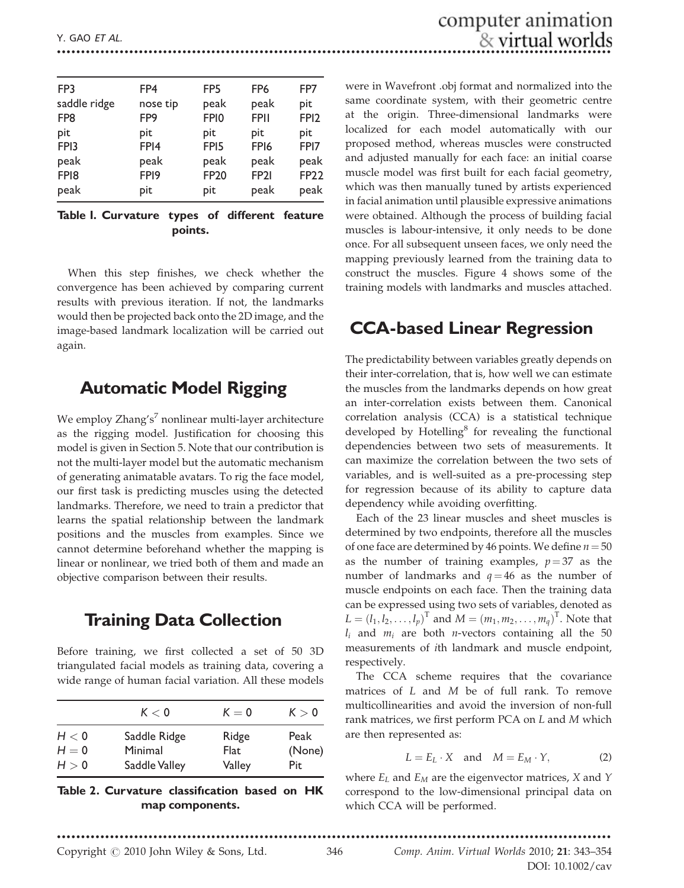| FP3 | FP4 | FP5 | FP6 | FP7 |
|---|---|---|---|---|
| saddle ridge | nose tip | peak | peak | pit |
| FP8 | FP9 | FP10 | FP11 | FP12 |
| pit | pit | pit | pit | pit |
| FP13 | FP14 | FP15 | FP16 | FP17 |
| peak | peak | peak | peak | peak |
| FP18 | FP19 | FP20 | FP21 | FP22 |
| peak | pit | pit | peak | peak |

**Table 1. Curvature types of different feature points.**

When this step finishes, we check whether the convergence has been achieved by comparing current results with previous iteration. If not, the landmarks would then be projected back onto the 2D image, and the image-based landmark localization will be carried out again.

## Automatic Model Rigging

We employ Zhang's[7] nonlinear multi-layer architecture as the rigging model. Justification for choosing this model is given in Section 5. Note that our contribution is not the multi-layer model but the automatic mechanism of generating animatable avatars. To rig the face model, our first task is predicting muscles using the detected landmarks. Therefore, we need to train a predictor that learns the spatial relationship between the landmark positions and the muscles from examples. Since we cannot determine beforehand whether the mapping is linear or nonlinear, we tried both of them and made an objective comparison between their results.

## Training Data Collection

Before training, we first collected a set of 50 3D triangulated facial models as training data, covering a wide range of human facial variation. All these models were in Wavefront .obj format and normalized into the same coordinate system, with their geometric centre at the origin. Three-dimensional landmarks were localized for each model automatically with our proposed method, whereas muscles were constructed and adjusted manually for each face: an initial coarse muscle model was first built for each facial geometry, which was then manually tuned by artists experienced in facial animation until plausible expressive animations were obtained. Although the process of building facial muscles is labour-intensive, it only needs to be done once. For all subsequent unseen faces, we only need the mapping previously learned from the training data to construct the muscles. Figure 4 shows some of the training models with landmarks and muscles attached.

| | $K<0$ | $K=0$ | $K>0$ |
|---|---|---|---|
| $H<0$ | Saddle Ridge | Ridge | Peak |
| $H=0$ | Minimal | Flat | (None) |
| $H>0$ | Saddle Valley | Valley | Pit |

**Table 2. Curvature classification based on HK map components.**

## CCA-based Linear Regression

The predictability between variables greatly depends on their inter-correlation, that is, how well we can estimate the muscles from the landmarks depends on how great an inter-correlation exists between them. Canonical correlation analysis (CCA) is a statistical technique developed by Hotelling[8] for revealing the functional dependencies between two sets of measurements. It can maximize the correlation between the two sets of variables, and is well-suited as a pre-processing step for regression because of its ability to capture data dependency while avoiding overfitting.

Each of the 23 linear muscles and sheet muscles is determined by two endpoints, therefore all the muscles of one face are determined by 46 points. We define $n=50$ as the number of training examples, $p=37$ as the number of landmarks and $q=46$ as the number of muscle endpoints on each face. Then the training data can be expressed using two sets of variables, denoted as $L=(l_1,l_2,\ldots,l_p)^{\mathrm{T}}$ and $M=(m_1,m_2,\ldots,m_q)^{\mathrm{T}}$. Note that $l_i$ and $m_i$ are both $n$-vectors containing all the 50 measurements of $i$th landmark and muscle endpoint, respectively.

The CCA scheme requires that the covariance matrices of $L$ and $M$ be of full rank. To remove multicollinearities and avoid the inversion of non-full rank matrices, we first perform PCA on $L$ and $M$ which are then represented as:

$$L = E_L \cdot X \quad \text{and} \quad M = E_M \cdot Y, \tag{2}$$

where $E_L$ and $E_M$ are the eigenvector matrices, $X$ and $Y$ correspond to the low-dimensional principal data on which CCA will be performed.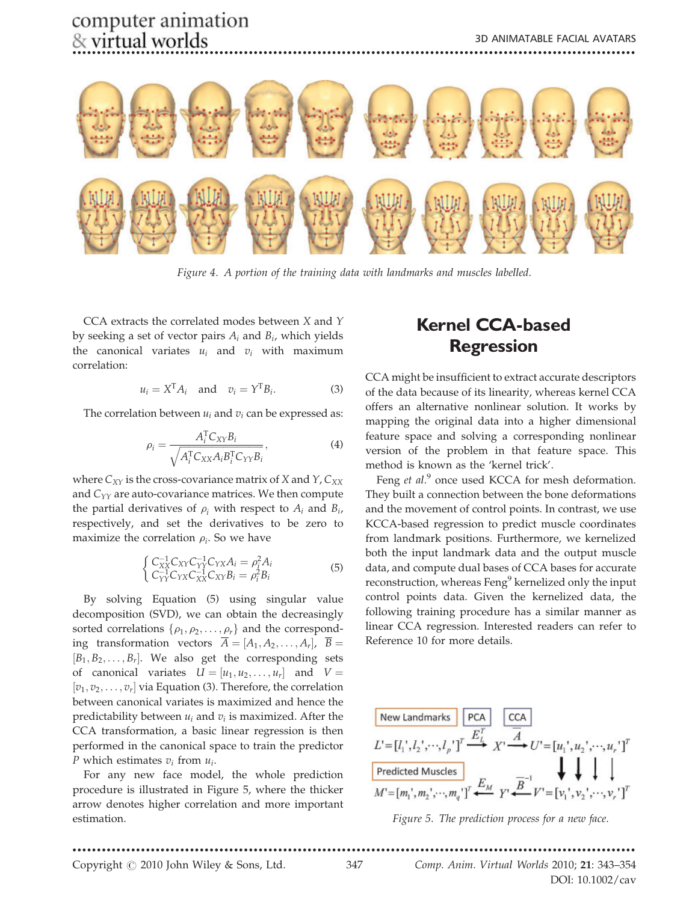Figure 4. A portion of the training data with landmarks and muscles labelled.

CCA extracts the correlated modes between $X$ and $Y$ by seeking a set of vector pairs $A_i$ and $B_i$, which yields the canonical variates $u_i$ and $v_i$ with maximum correlation:

$$u_i = X^{\mathrm{T}} A_i \quad \text{and} \quad v_i = Y^{\mathrm{T}} B_i. \tag{3}$$

The correlation between $u_i$ and $v_i$ can be expressed as:

$$\rho_i = \frac{A_i^{\mathrm{T}} C_{XY} B_i}{\sqrt{A_i^{\mathrm{T}} C_{XX} A_i B_i^{\mathrm{T}} C_{YY} B_i}}, \tag{4}$$

where $C_{XY}$ is the cross-covariance matrix of $X$ and $Y$, $C_{XX}$ and $C_{YY}$ are auto-covariance matrices. We then compute the partial derivatives of $\rho_i$ with respect to $A_i$ and $B_i$, respectively, and set the derivatives to be zero to maximize the correlation $\rho_i$. So we have

$$\begin{cases} C_{XX}^{-1} C_{XY} C_{YY}^{-1} C_{YX} A_i = \rho_i^2 A_i \\ C_{YY}^{-1} C_{YX} C_{XX}^{-1} C_{XY} B_i = \rho_i^2 B_i \end{cases} \tag{5}$$

By solving Equation (5) using singular value decomposition (SVD), we can obtain the decreasingly sorted correlations $\{\rho_1, \rho_2, \ldots, \rho_r\}$ and the corresponding transformation vectors $\overline{A} = [A_1, A_2, \ldots, A_r]$, $\overline{B} = [B_1, B_2, \ldots, B_r]$. We also get the corresponding sets of canonical variates $U = [u_1, u_2, \ldots, u_r]$ and $V = [v_1, v_2, \ldots, v_r]$ via Equation (3). Therefore, the correlation between canonical variates is maximized and hence the predictability between $u_i$ and $v_i$ is maximized. After the CCA transformation, a basic linear regression is then performed in the canonical space to train the predictor $P$ which estimates $v_i$ from $u_i$.

For any new face model, the whole prediction procedure is illustrated in Figure 5, where the thicker arrow denotes higher correlation and more important estimation.

## Kernel CCA-based Regression

CCA might be insufficient to extract accurate descriptors of the data because of its linearity, whereas kernel CCA offers an alternative nonlinear solution. It works by mapping the original data into a higher dimensional feature space and solving a corresponding nonlinear version of the problem in that feature space. This method is known as the 'kernel trick'.

Feng *et al.*[9] once used KCCA for mesh deformation. They built a connection between the bone deformations and the movement of control points. In contrast, we use KCCA-based regression to predict muscle coordinates from landmark positions. Furthermore, we kernelized both the input landmark data and the output muscle data, and compute dual bases of CCA bases for accurate reconstruction, whereas Feng[9] kernelized only the input control points data. Given the kernelized data, the following training procedure has a similar manner as linear CCA regression. Interested readers can refer to Reference 10 for more details.

New Landmarks | PCA | CCA

$$L' = [l_1', l_2', \cdots, l_p']^T \xrightarrow{E_L^T} X' \xrightarrow{\overline{A}} U' = [u_1', u_2', \cdots, u_r']^T$$

Predicted Muscles

$$M' = [m_1', m_2', \cdots, m_q']^T \xleftarrow{E_M} Y' \xleftarrow{\overline{B}^{-1}} V' = [v_1', v_2', \cdots, v_r']^T$$

Figure 5. The prediction process for a new face.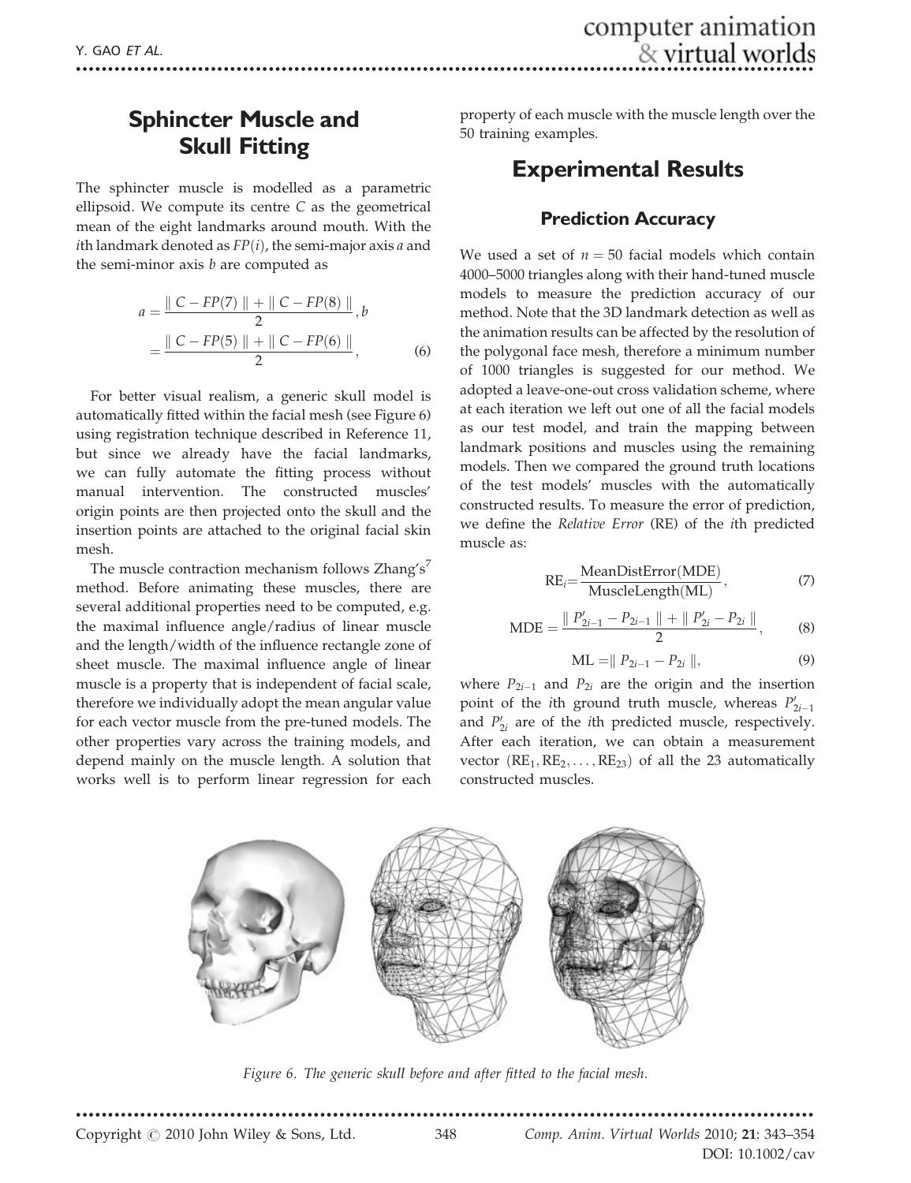## Sphincter Muscle and Skull Fitting

The sphincter muscle is modelled as a parametric ellipsoid. We compute its centre $C$ as the geometrical mean of the eight landmarks around mouth. With the $i$th landmark denoted as $FP(i)$, the semi-major axis $a$ and the semi-minor axis $b$ are computed as

$$a = \frac{\| C - FP(7) \| + \| C - FP(8) \|}{2}, b = \frac{\| C - FP(5) \| + \| C - FP(6) \|}{2}, \tag{6}$$

For better visual realism, a generic skull model is automatically fitted within the facial mesh (see Figure 6) using registration technique described in Reference 11, but since we already have the facial landmarks, we can fully automate the fitting process without manual intervention. The constructed muscles' origin points are then projected onto the skull and the insertion points are attached to the original facial skin mesh.

The muscle contraction mechanism follows Zhang's[7] method. Before animating these muscles, there are several additional properties need to be computed, e.g. the maximal influence angle/radius of linear muscle and the length/width of the influence rectangle zone of sheet muscle. The maximal influence angle of linear muscle is a property that is independent of facial scale, therefore we individually adopt the mean angular value for each vector muscle from the pre-tuned models. The other properties vary across the training models, and depend mainly on the muscle length. A solution that works well is to perform linear regression for each property of each muscle with the muscle length over the 50 training examples.

## Experimental Results

### Prediction Accuracy

We used a set of $n = 50$ facial models which contain 4000–5000 triangles along with their hand-tuned muscle models to measure the prediction accuracy of our method. Note that the 3D landmark detection as well as the animation results can be affected by the resolution of the polygonal face mesh, therefore a minimum number of 1000 triangles is suggested for our method. We adopted a leave-one-out cross validation scheme, where at each iteration we left out one of all the facial models as our test model, and train the mapping between landmark positions and muscles using the remaining models. Then we compared the ground truth locations of the test models' muscles with the automatically constructed results. To measure the error of prediction, we define the *Relative Error* (RE) of the $i$th predicted muscle as:

$$\mathrm{RE}_i = \frac{\mathrm{MeanDistError(MDE)}}{\mathrm{MuscleLength(ML)}}, \tag{7}$$

$$\mathrm{MDE} = \frac{\| P'_{2i-1} - P_{2i-1} \| + \| P'_{2i} - P_{2i} \|}{2}, \tag{8}$$

$$\mathrm{ML} = \| P_{2i-1} - P_{2i} \|, \tag{9}$$

where $P_{2i-1}$ and $P_{2i}$ are the origin and the insertion point of the $i$th ground truth muscle, whereas $P'_{2i-1}$ and $P'_{2i}$ are of the $i$th predicted muscle, respectively. After each iteration, we can obtain a measurement vector $(\mathrm{RE}_1, \mathrm{RE}_2, \ldots, \mathrm{RE}_{23})$ of all the 23 automatically constructed muscles.

*Figure 6. The generic skull before and after fitted to the facial mesh.*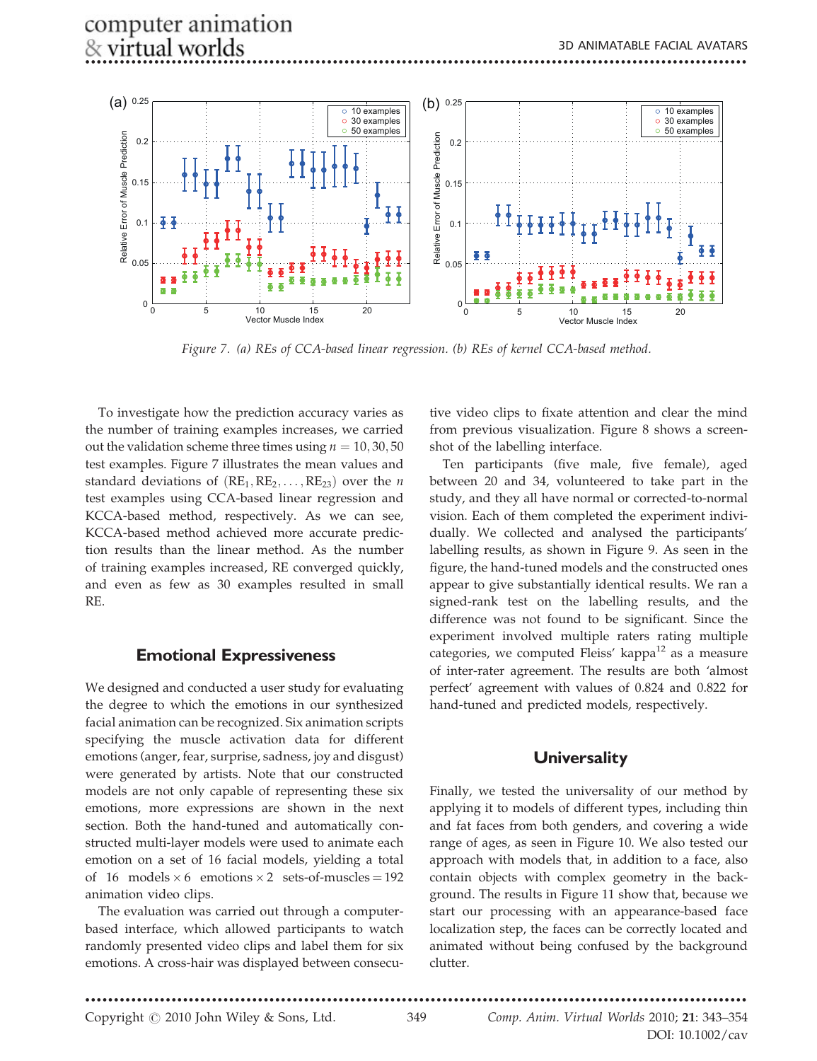Figure 7. (a) REs of CCA-based linear regression. (b) REs of kernel CCA-based method.

To investigate how the prediction accuracy varies as the number of training examples increases, we carried out the validation scheme three times using $n = 10, 30, 50$ test examples. Figure 7 illustrates the mean values and standard deviations of $(\mathrm{RE}_1, \mathrm{RE}_2, \ldots, \mathrm{RE}_{23})$ over the $n$ test examples using CCA-based linear regression and KCCA-based method, respectively. As we can see, KCCA-based method achieved more accurate prediction results than the linear method. As the number of training examples increased, RE converged quickly, and even as few as 30 examples resulted in small RE.

## Emotional Expressiveness

We designed and conducted a user study for evaluating the degree to which the emotions in our synthesized facial animation can be recognized. Six animation scripts specifying the muscle activation data for different emotions (anger, fear, surprise, sadness, joy and disgust) were generated by artists. Note that our constructed models are not only capable of representing these six emotions, more expressions are shown in the next section. Both the hand-tuned and automatically constructed multi-layer models were used to animate each emotion on a set of 16 facial models, yielding a total of $16 \text{ models} \times 6 \text{ emotions} \times 2 \text{ sets-of-muscles} = 192$ animation video clips.

The evaluation was carried out through a computer-based interface, which allowed participants to watch randomly presented video clips and label them for six emotions. A cross-hair was displayed between consecutive video clips to fixate attention and clear the mind from previous visualization. Figure 8 shows a screenshot of the labelling interface.

Ten participants (five male, five female), aged between 20 and 34, volunteered to take part in the study, and they all have normal or corrected-to-normal vision. Each of them completed the experiment individually. We collected and analysed the participants' labelling results, as shown in Figure 9. As seen in the figure, the hand-tuned models and the constructed ones appear to give substantially identical results. We ran a signed-rank test on the labelling results, and the difference was not found to be significant. Since the experiment involved multiple raters rating multiple categories, we computed Fleiss' kappa[12] as a measure of inter-rater agreement. The results are both 'almost perfect' agreement with values of 0.824 and 0.822 for hand-tuned and predicted models, respectively.

## Universality

Finally, we tested the universality of our method by applying it to models of different types, including thin and fat faces from both genders, and covering a wide range of ages, as seen in Figure 10. We also tested our approach with models that, in addition to a face, also contain objects with complex geometry in the background. The results in Figure 11 show that, because we start our processing with an appearance-based face localization step, the faces can be correctly located and animated without being confused by the background clutter.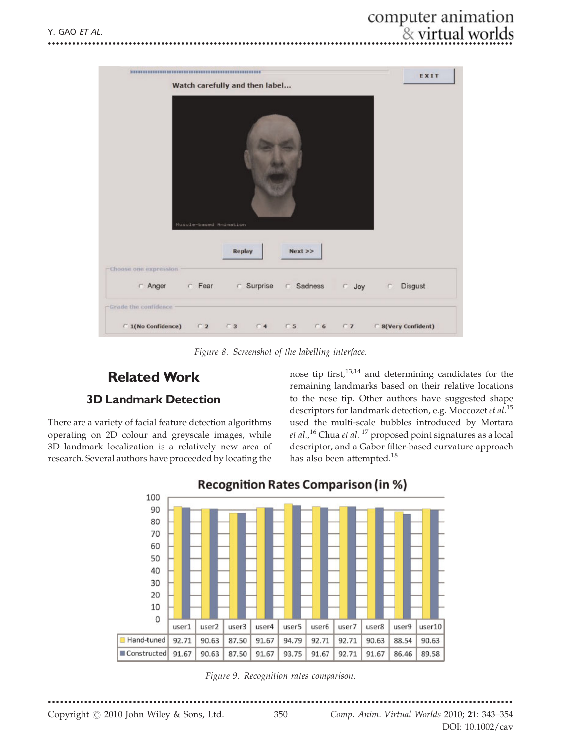Figure 8. Screenshot of the labelling interface.

## Related Work

### 3D Landmark Detection

There are a variety of facial feature detection algorithms operating on 2D colour and greyscale images, while 3D landmark localization is a relatively new area of research. Several authors have proceeded by locating the nose tip first,[13,14] and determining candidates for the remaining landmarks based on their relative locations to the nose tip. Other authors have suggested shape descriptors for landmark detection, e.g. Moccozet *et al.*[15] used the multi-scale bubbles introduced by Mortara *et al.*,[16] Chua *et al.* [17] proposed point signatures as a local descriptor, and a Gabor filter-based curvature approach has also been attempted.[18]

**Recognition Rates Comparison (in %)**

| | user1 | user2 | user3 | user4 | user5 | user6 | user7 | user8 | user9 | user10 |
|---|---|---|---|---|---|---|---|---|---|---|
| Hand-tuned | 92.71 | 90.63 | 87.50 | 91.67 | 94.79 | 92.71 | 92.71 | 90.63 | 88.54 | 90.63 |
| Constructed | 91.67 | 90.63 | 87.50 | 91.67 | 93.75 | 91.67 | 92.71 | 91.67 | 86.46 | 89.58 |

Figure 9. Recognition rates comparison.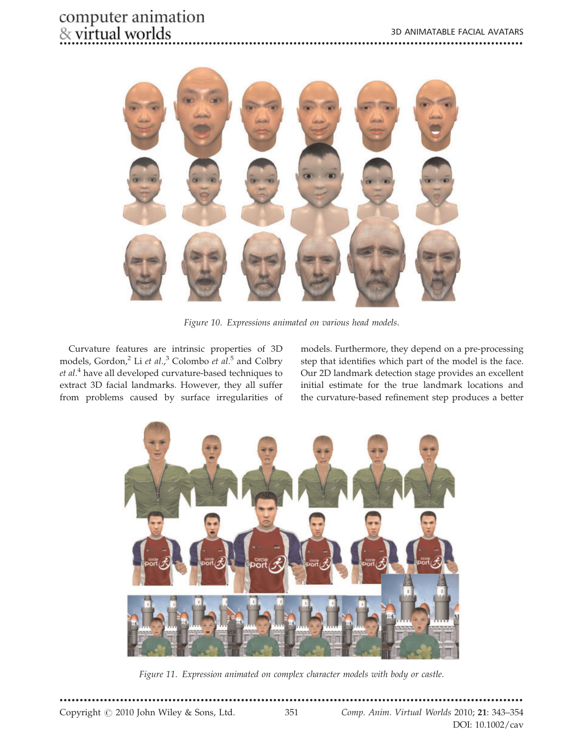Figure 10. Expressions animated on various head models.

Curvature features are intrinsic properties of 3D models, Gordon,[2] Li *et al.*,[3] Colombo *et al.*[5] and Colbry *et al.*[4] have all developed curvature-based techniques to extract 3D facial landmarks. However, they all suffer from problems caused by surface irregularities of models. Furthermore, they depend on a pre-processing step that identifies which part of the model is the face. Our 2D landmark detection stage provides an excellent initial estimate for the true landmark locations and the curvature-based refinement step produces a better

Figure 11. Expression animated on complex character models with body or castle.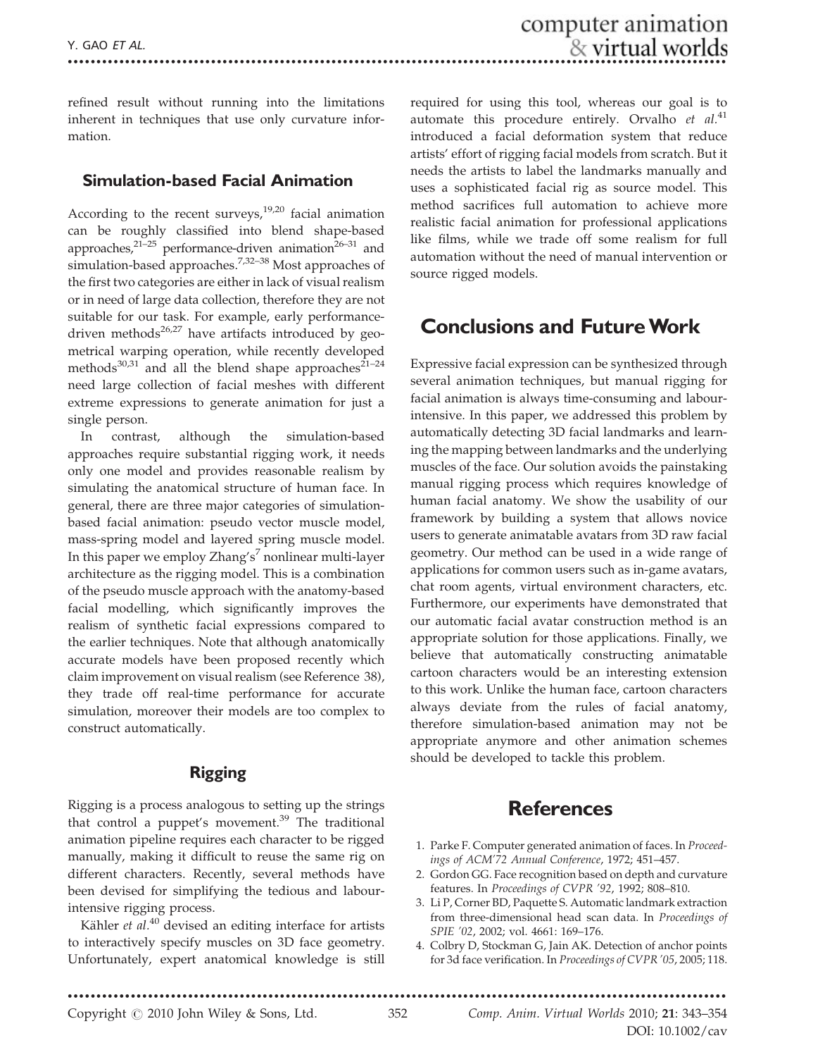refined result without running into the limitations inherent in techniques that use only curvature information.

### Simulation-based Facial Animation

According to the recent surveys,[19,20] facial animation can be roughly classified into blend shape-based approaches,[21–25] performance-driven animation[26–31] and simulation-based approaches.[7,32–38] Most approaches of the first two categories are either in lack of visual realism or in need of large data collection, therefore they are not suitable for our task. For example, early performance-driven methods[26,27] have artifacts introduced by geometrical warping operation, while recently developed methods[30,31] and all the blend shape approaches[21–24] need large collection of facial meshes with different extreme expressions to generate animation for just a single person.

In contrast, although the simulation-based approaches require substantial rigging work, it needs only one model and provides reasonable realism by simulating the anatomical structure of human face. In general, there are three major categories of simulation-based facial animation: pseudo vector muscle model, mass-spring model and layered spring muscle model. In this paper we employ Zhang's[7] nonlinear multi-layer architecture as the rigging model. This is a combination of the pseudo muscle approach with the anatomy-based facial modelling, which significantly improves the realism of synthetic facial expressions compared to the earlier techniques. Note that although anatomically accurate models have been proposed recently which claim improvement on visual realism (see Reference 38), they trade off real-time performance for accurate simulation, moreover their models are too complex to construct automatically.

### Rigging

Rigging is a process analogous to setting up the strings that control a puppet's movement.[39] The traditional animation pipeline requires each character to be rigged manually, making it difficult to reuse the same rig on different characters. Recently, several methods have been devised for simplifying the tedious and labour-intensive rigging process.

Kähler *et al.*[40] devised an editing interface for artists to interactively specify muscles on 3D face geometry. Unfortunately, expert anatomical knowledge is still required for using this tool, whereas our goal is to automate this procedure entirely. Orvalho *et al.*[41] introduced a facial deformation system that reduce artists' effort of rigging facial models from scratch. But it needs the artists to label the landmarks manually and uses a sophisticated facial rig as source model. This method sacrifices full automation to achieve more realistic facial animation for professional applications like films, while we trade off some realism for full automation without the need of manual intervention or source rigged models.

## Conclusions and Future Work

Expressive facial expression can be synthesized through several animation techniques, but manual rigging for facial animation is always time-consuming and labour-intensive. In this paper, we addressed this problem by automatically detecting 3D facial landmarks and learning the mapping between landmarks and the underlying muscles of the face. Our solution avoids the painstaking manual rigging process which requires knowledge of human facial anatomy. We show the usability of our framework by building a system that allows novice users to generate animatable avatars from 3D raw facial geometry. Our method can be used in a wide range of applications for common users such as in-game avatars, chat room agents, virtual environment characters, etc. Furthermore, our experiments have demonstrated that our automatic facial avatar construction method is an appropriate solution for those applications. Finally, we believe that automatically constructing animatable cartoon characters would be an interesting extension to this work. Unlike the human face, cartoon characters always deviate from the rules of facial anatomy, therefore simulation-based animation may not be appropriate anymore and other animation schemes should be developed to tackle this problem.

## References

1. Parke F. Computer generated animation of faces. In *Proceedings of ACM'72 Annual Conference*, 1972; 451–457.
2. Gordon GG. Face recognition based on depth and curvature features. In *Proceedings of CVPR '92*, 1992; 808–810.
3. Li P, Corner BD, Paquette S. Automatic landmark extraction from three-dimensional head scan data. In *Proceedings of SPIE '02*, 2002; vol. 4661: 169–176.
4. Colbry D, Stockman G, Jain AK. Detection of anchor points for 3d face verification. In *Proceedings of CVPR '05*, 2005; 118.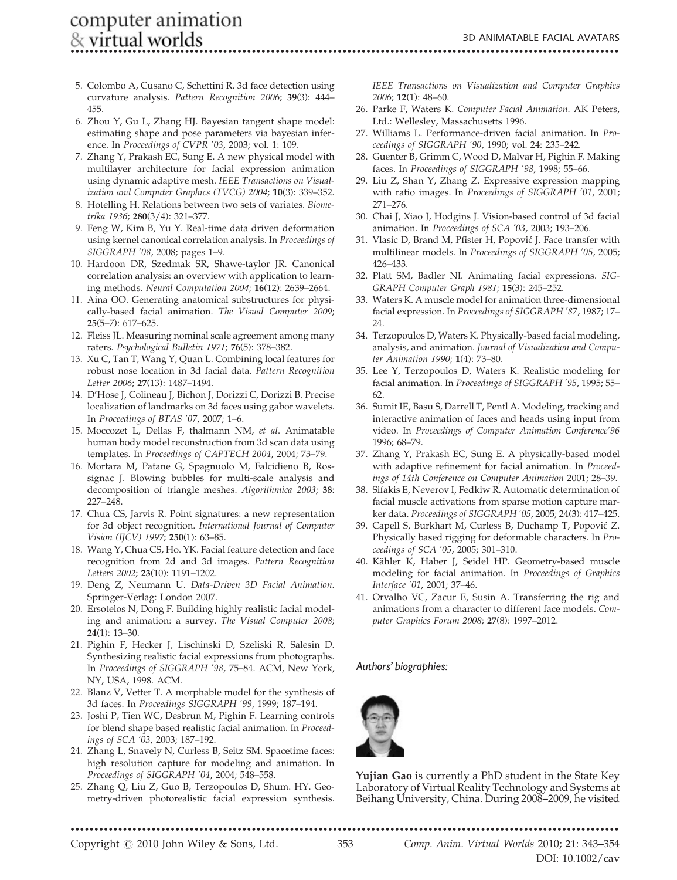5. Colombo A, Cusano C, Schettini R. 3d face detection using curvature analysis. *Pattern Recognition 2006*; **39**(3): 444–455.
6. Zhou Y, Gu L, Zhang HJ. Bayesian tangent shape model: estimating shape and pose parameters via bayesian inference. In *Proceedings of CVPR '03*, 2003; vol. 1: 109.
7. Zhang Y, Prakash EC, Sung E. A new physical model with multilayer architecture for facial expression animation using dynamic adaptive mesh. *IEEE Transactions on Visualization and Computer Graphics (TVCG) 2004*; **10**(3): 339–352.
8. Hotelling H. Relations between two sets of variates. *Biometrika 1936*; **280**(3/4): 321–377.
9. Feng W, Kim B, Yu Y. Real-time data driven deformation using kernel canonical correlation analysis. In *Proceedings of SIGGRAPH '08*, 2008; pages 1–9.
10. Hardoon DR, Szedmak SR, Shawe-taylor JR. Canonical correlation analysis: an overview with application to learning methods. *Neural Computation 2004*; **16**(12): 2639–2664.
11. Aina OO. Generating anatomical substructures for physically-based facial animation. *The Visual Computer 2009*; **25**(5–7): 617–625.
12. Fleiss JL. Measuring nominal scale agreement among many raters. *Psychological Bulletin 1971*; **76**(5): 378–382.
13. Xu C, Tan T, Wang Y, Quan L. Combining local features for robust nose location in 3d facial data. *Pattern Recognition Letter 2006*; **27**(13): 1487–1494.
14. D'Hose J, Colineau J, Bichon J, Dorizzi C, Dorizzi B. Precise localization of landmarks on 3d faces using gabor wavelets. In *Proceedings of BTAS '07*, 2007; 1–6.
15. Moccozet L, Dellas F, thalmann NM, *et al*. Animatable human body model reconstruction from 3d scan data using templates. In *Proceedings of CAPTECH 2004*, 2004; 73–79.
16. Mortara M, Patane G, Spagnuolo M, Falcidieno B, Rossignac J. Blowing bubbles for multi-scale analysis and decomposition of triangle meshes. *Algorithmica 2003*; **38**: 227–248.
17. Chua CS, Jarvis R. Point signatures: a new representation for 3d object recognition. *International Journal of Computer Vision (IJCV) 1997*; **250**(1): 63–85.
18. Wang Y, Chua CS, Ho. YK. Facial feature detection and face recognition from 2d and 3d images. *Pattern Recognition Letters 2002*; **23**(10): 1191–1202.
19. Deng Z, Neumann U. *Data-Driven 3D Facial Animation*. Springer-Verlag: London 2007.
20. Ersotelos N, Dong F. Building highly realistic facial modeling and animation: a survey. *The Visual Computer 2008*; **24**(1): 13–30.
21. Pighin F, Hecker J, Lischinski D, Szeliski R, Salesin D. Synthesizing realistic facial expressions from photographs. In *Proceedings of SIGGRAPH '98*, 75–84. ACM, New York, NY, USA, 1998. ACM.
22. Blanz V, Vetter T. A morphable model for the synthesis of 3d faces. In *Proceedings SIGGRAPH '99*, 1999; 187–194.
23. Joshi P, Tien WC, Desbrun M, Pighin F. Learning controls for blend shape based realistic facial animation. In *Proceedings of SCA '03*, 2003; 187–192.
24. Zhang L, Snavely N, Curless B, Seitz SM. Spacetime faces: high resolution capture for modeling and animation. In *Proceedings of SIGGRAPH '04*, 2004; 548–558.
25. Zhang Q, Liu Z, Guo B, Terzopoulos D, Shum. HY. Geometry-driven photorealistic facial expression synthesis. *IEEE Transactions on Visualization and Computer Graphics 2006*; **12**(1): 48–60.
26. Parke F, Waters K. *Computer Facial Animation*. AK Peters, Ltd.: Wellesley, Massachusetts 1996.
27. Williams L. Performance-driven facial animation. In *Proceedings of SIGGRAPH '90*, 1990; vol. 24: 235–242.
28. Guenter B, Grimm C, Wood D, Malvar H, Pighin F. Making faces. In *Proceedings of SIGGRAPH '98*, 1998; 55–66.
29. Liu Z, Shan Y, Zhang Z. Expressive expression mapping with ratio images. In *Proceedings of SIGGRAPH '01*, 2001; 271–276.
30. Chai J, Xiao J, Hodgins J. Vision-based control of 3d facial animation. In *Proceedings of SCA '03*, 2003; 193–206.
31. Vlasic D, Brand M, Pfister H, Popović J. Face transfer with multilinear models. In *Proceedings of SIGGRAPH '05*, 2005; 426–433.
32. Platt SM, Badler NI. Animating facial expressions. *SIGGRAPH Computer Graph 1981*; **15**(3): 245–252.
33. Waters K. A muscle model for animation three-dimensional facial expression. In *Proceedings of SIGGRAPH '87*, 1987; 17–24.
34. Terzopoulos D, Waters K. Physically-based facial modeling, analysis, and animation. *Journal of Visualization and Computer Animation 1990*; **1**(4): 73–80.
35. Lee Y, Terzopoulos D, Waters K. Realistic modeling for facial animation. In *Proceedings of SIGGRAPH '95*, 1995; 55–62.
36. Sumit IE, Basu S, Darrell T, Pentl A. Modeling, tracking and interactive animation of faces and heads using input from video. In *Proceedings of Computer Animation Conference'96* 1996; 68–79.
37. Zhang Y, Prakash EC, Sung E. A physically-based model with adaptive refinement for facial animation. In *Proceedings of 14th Conference on Computer Animation* 2001; 28–39.
38. Sifakis E, Neverov I, Fedkiw R. Automatic determination of facial muscle activations from sparse motion capture marker data. *Proceedings of SIGGRAPH '05*, 2005; 24(3): 417–425.
39. Capell S, Burkhart M, Curless B, Duchamp T, Popović Z. Physically based rigging for deformable characters. In *Proceedings of SCA '05*, 2005; 301–310.
40. Kähler K, Haber J, Seidel HP. Geometry-based muscle modeling for facial animation. In *Proceedings of Graphics Interface '01*, 2001; 37–46.
41. Orvalho VC, Zacur E, Susin A. Transferring the rig and animations from a character to different face models. *Computer Graphics Forum 2008*; **27**(8): 1997–2012.

*Authors' biographies:*

**Yujian Gao** is currently a PhD student in the State Key Laboratory of Virtual Reality Technology and Systems at Beihang University, China. During 2008–2009, he visited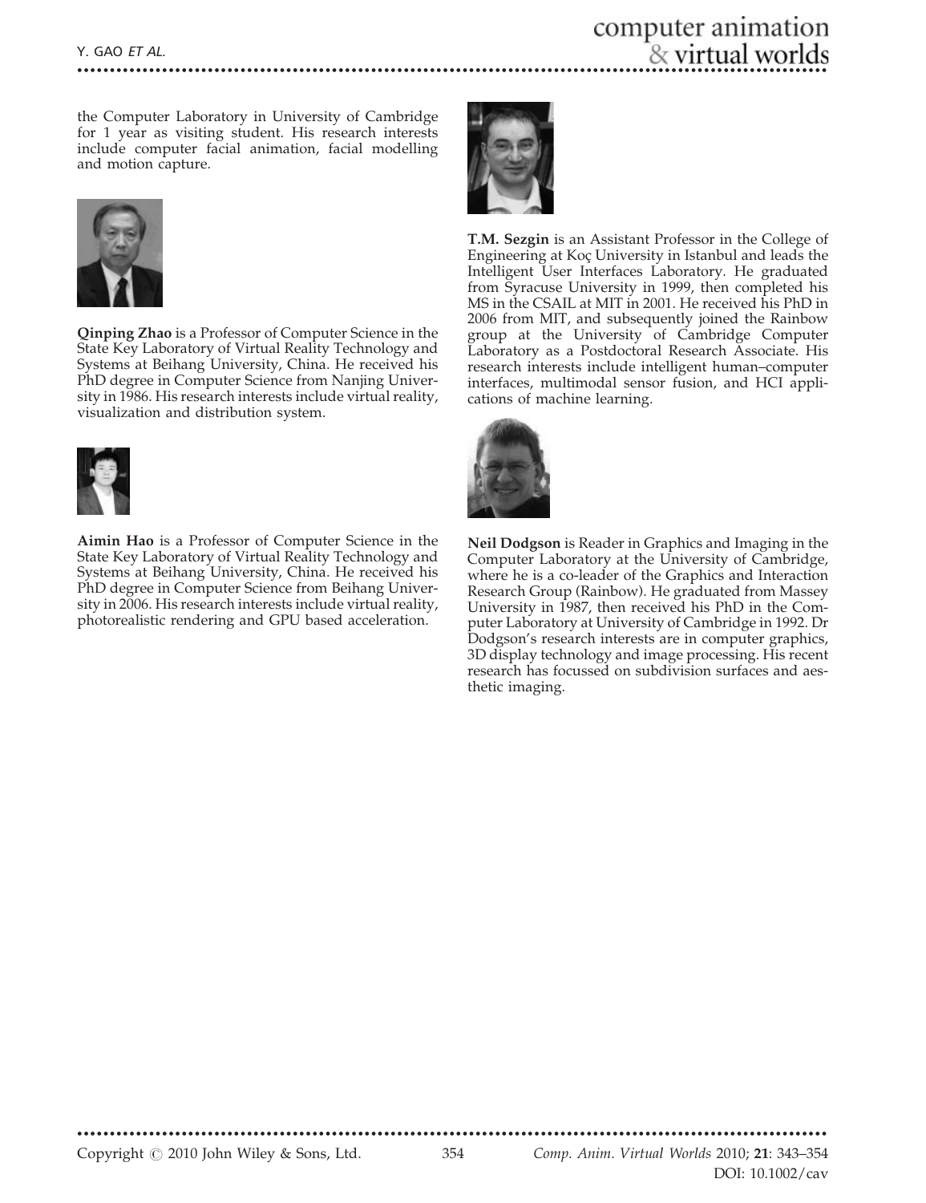the Computer Laboratory in University of Cambridge for 1 year as visiting student. His research interests include computer facial animation, facial modelling and motion capture.

**Qinping Zhao** is a Professor of Computer Science in the State Key Laboratory of Virtual Reality Technology and Systems at Beihang University, China. He received his PhD degree in Computer Science from Nanjing University in 1986. His research interests include virtual reality, visualization and distribution system.

**Aimin Hao** is a Professor of Computer Science in the State Key Laboratory of Virtual Reality Technology and Systems at Beihang University, China. He received his PhD degree in Computer Science from Beihang University in 2006. His research interests include virtual reality, photorealistic rendering and GPU based acceleration.

**T.M. Sezgin** is an Assistant Professor in the College of Engineering at Koç University in Istanbul and leads the Intelligent User Interfaces Laboratory. He graduated from Syracuse University in 1999, then completed his MS in the CSAIL at MIT in 2001. He received his PhD in 2006 from MIT, and subsequently joined the Rainbow group at the University of Cambridge Computer Laboratory as a Postdoctoral Research Associate. His research interests include intelligent human–computer interfaces, multimodal sensor fusion, and HCI applications of machine learning.

**Neil Dodgson** is Reader in Graphics and Imaging in the Computer Laboratory at the University of Cambridge, where he is a co-leader of the Graphics and Interaction Research Group (Rainbow). He graduated from Massey University in 1987, then received his PhD in the Computer Laboratory at University of Cambridge in 1992. Dr Dodgson's research interests are in computer graphics, 3D display technology and image processing. His recent research has focussed on subdivision surfaces and aesthetic imaging.